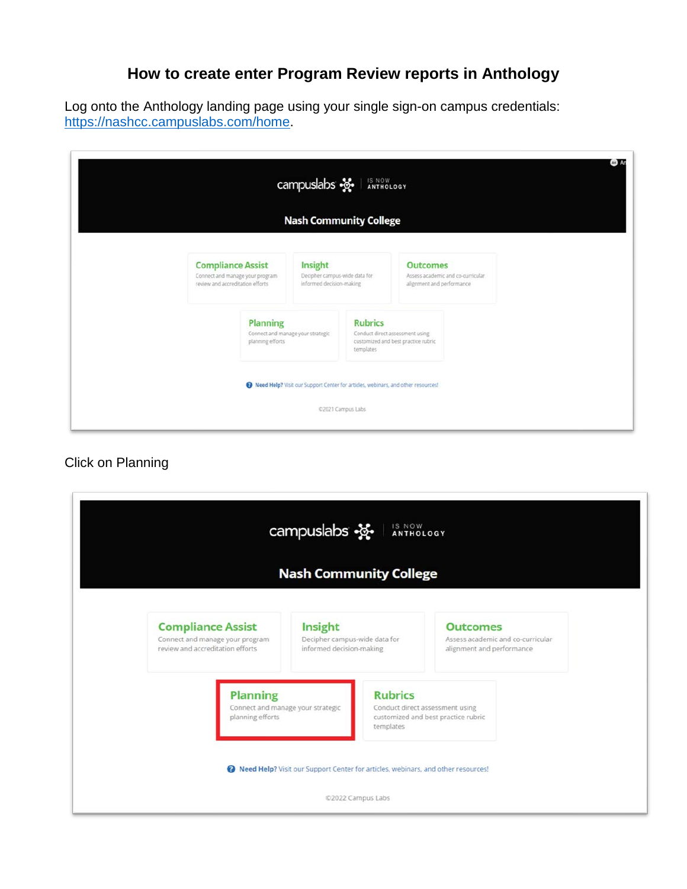# How to create enter Program Review reports in Anthology

Log onto the Anthology landing page using your single sign-on campus credentials: https://nashcc.campuslabs.com/home.

Click on Planning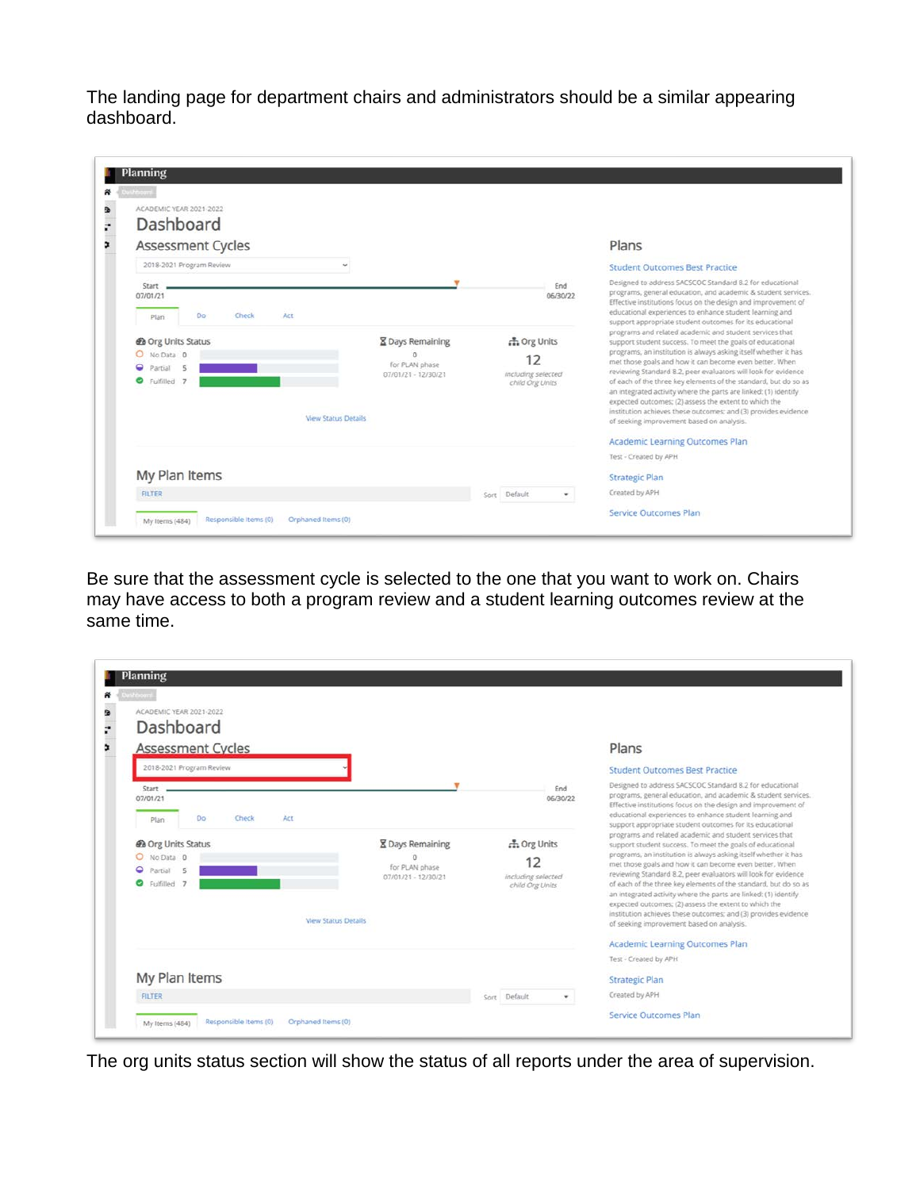The landing page for department chairs and administrators should be a similar appearing dashboard.

Be sure that the assessment cycle is selected to the one that you want to work on. Chairs may have access to both a program review and a student learning outcomes review at the same time.

The org units status section will show the status of all reports under the area of supervision.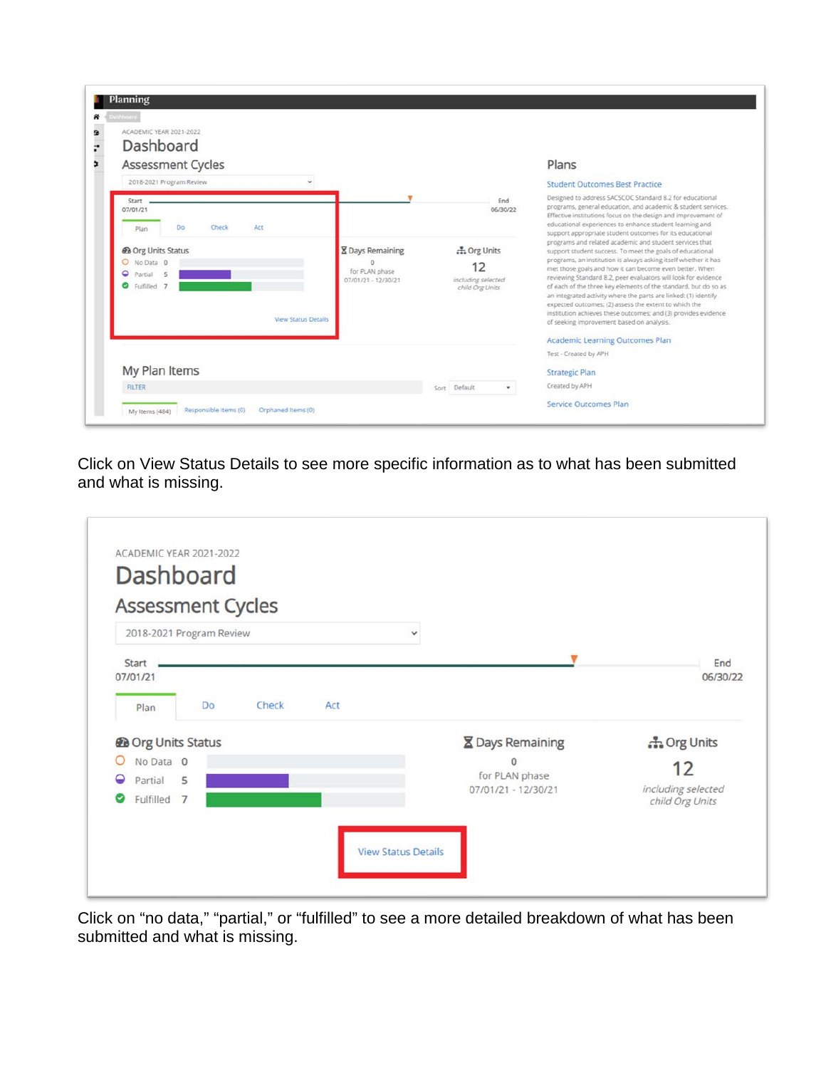Click on View Status Details to see more specific information as to what has been submitted and what is missing.

Click on "no data," "partial," or "fulfilled" to see a more detailed breakdown of what has been submitted and what is missing.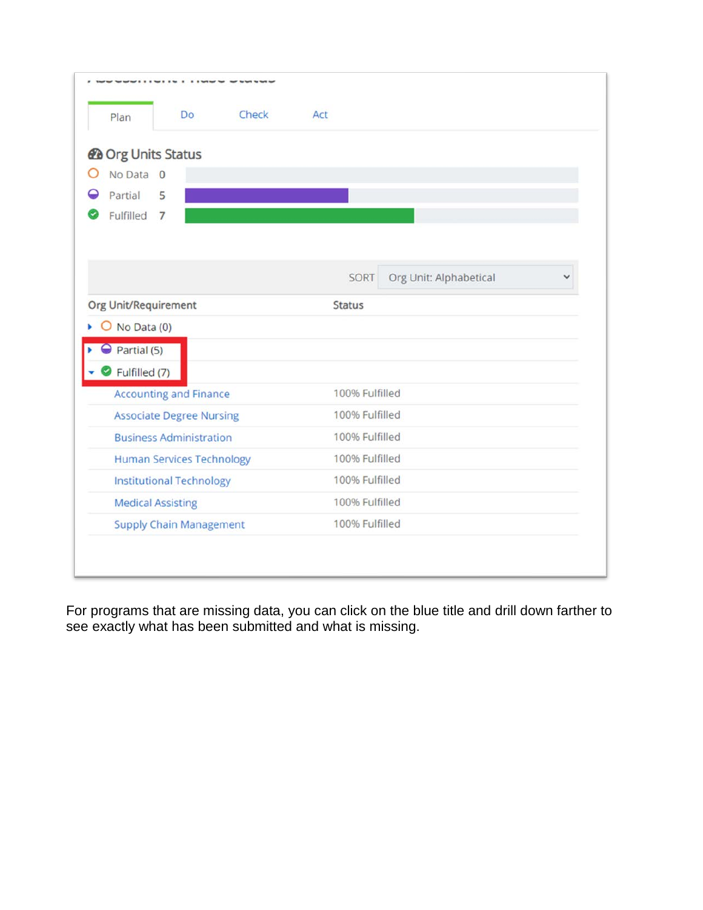Assessment Phase Status

Plan | Do | Check | Act

### Org Units Status

- No Data 0
- Partial 5
- Fulfilled 7

SORT: Org Unit: Alphabetical

| Org Unit/Requirement | Status |
| --- | --- |
| No Data (0) | |
| Partial (5) | |
| Fulfilled (7) | |
| Accounting and Finance | 100% Fulfilled |
| Associate Degree Nursing | 100% Fulfilled |
| Business Administration | 100% Fulfilled |
| Human Services Technology | 100% Fulfilled |
| Institutional Technology | 100% Fulfilled |
| Medical Assisting | 100% Fulfilled |
| Supply Chain Management | 100% Fulfilled |

For programs that are missing data, you can click on the blue title and drill down farther to see exactly what has been submitted and what is missing.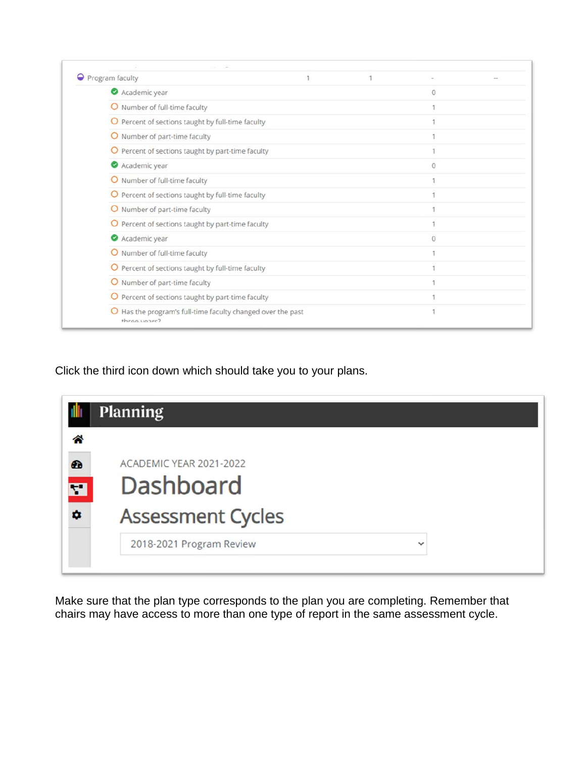| Program faculty | 1 | 1 | - | -- |
| --- | --- | --- | --- | --- |
| Academic year | | | 0 | |
| Number of full-time faculty | | | 1 | |
| Percent of sections taught by full-time faculty | | | 1 | |
| Number of part-time faculty | | | 1 | |
| Percent of sections taught by part-time faculty | | | 1 | |
| Academic year | | | 0 | |
| Number of full-time faculty | | | 1 | |
| Percent of sections taught by full-time faculty | | | 1 | |
| Number of part-time faculty | | | 1 | |
| Percent of sections taught by part-time faculty | | | 1 | |
| Academic year | | | 0 | |
| Number of full-time faculty | | | 1 | |
| Percent of sections taught by full-time faculty | | | 1 | |
| Number of part-time faculty | | | 1 | |
| Percent of sections taught by part-time faculty | | | 1 | |
| Has the program's full-time faculty changed over the past three years? | | | 1 | |

Click the third icon down which should take you to your plans.

Planning

ACADEMIC YEAR 2021-2022

Dashboard

Assessment Cycles

2018-2021 Program Review

Make sure that the plan type corresponds to the plan you are completing. Remember that chairs may have access to more than one type of report in the same assessment cycle.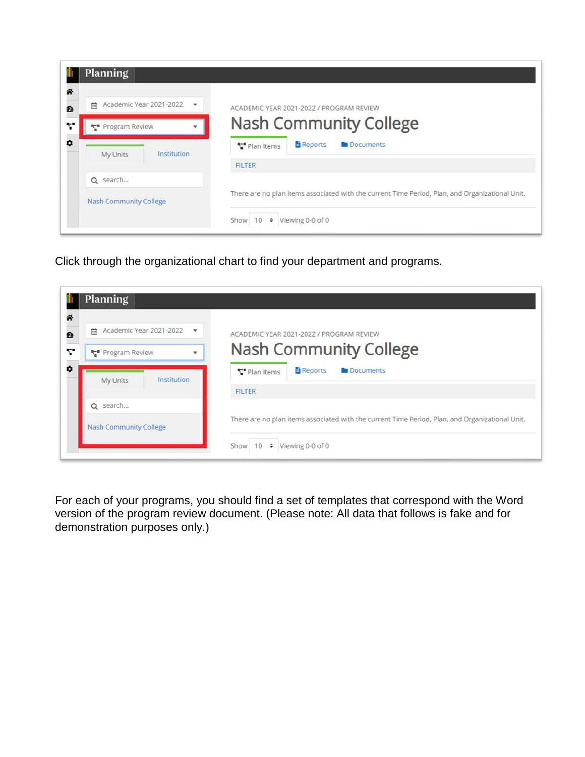Click through the organizational chart to find your department and programs.

For each of your programs, you should find a set of templates that correspond with the Word version of the program review document. (Please note: All data that follows is fake and for demonstration purposes only.)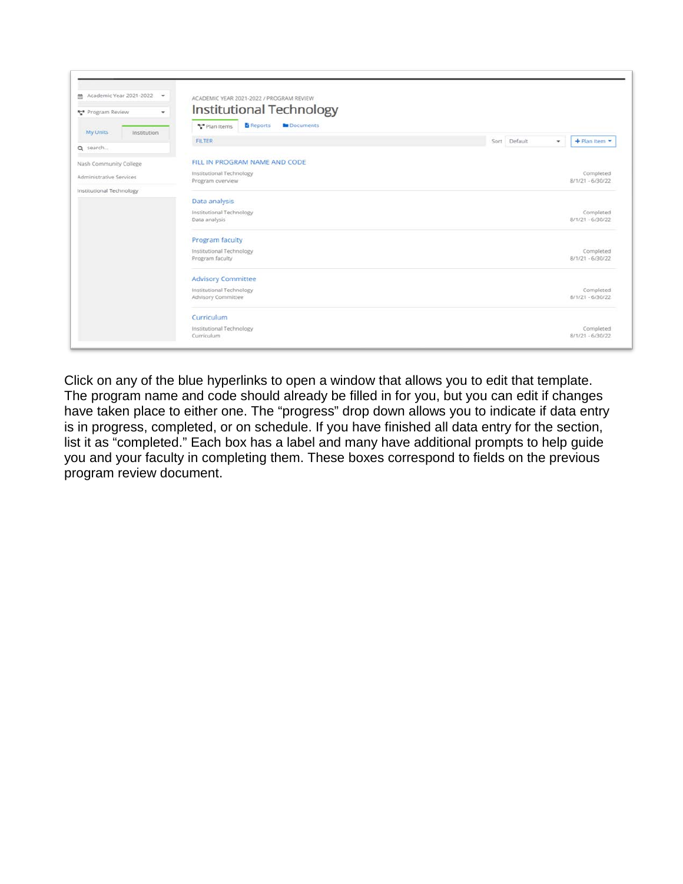Academic Year 2021-2022

Program Review

My Units | Institution

search...

Nash Community College

Administrative Services

Institutional Technology

ACADEMIC YEAR 2021-2022 / PROGRAM REVIEW

Institutional Technology

Plan Items | Reports | Documents

FILTER | Sort Default | + Plan Item

FILL IN PROGRAM NAME AND CODE
Institutional Technology
Program overview
Completed
8/1/21 - 6/30/22

Data analysis
Institutional Technology
Data analysis
Completed
8/1/21 - 6/30/22

Program faculty
Institutional Technology
Program faculty
Completed
8/1/21 - 6/30/22

Advisory Committee
Institutional Technology
Advisory Committee
Completed
8/1/21 - 6/30/22

Curriculum
Institutional Technology
Curriculum
Completed
8/1/21 - 6/30/22

Click on any of the blue hyperlinks to open a window that allows you to edit that template. The program name and code should already be filled in for you, but you can edit if changes have taken place to either one. The "progress" drop down allows you to indicate if data entry is in progress, completed, or on schedule. If you have finished all data entry for the section, list it as "completed." Each box has a label and many have additional prompts to help guide you and your faculty in completing them. These boxes correspond to fields on the previous program review document.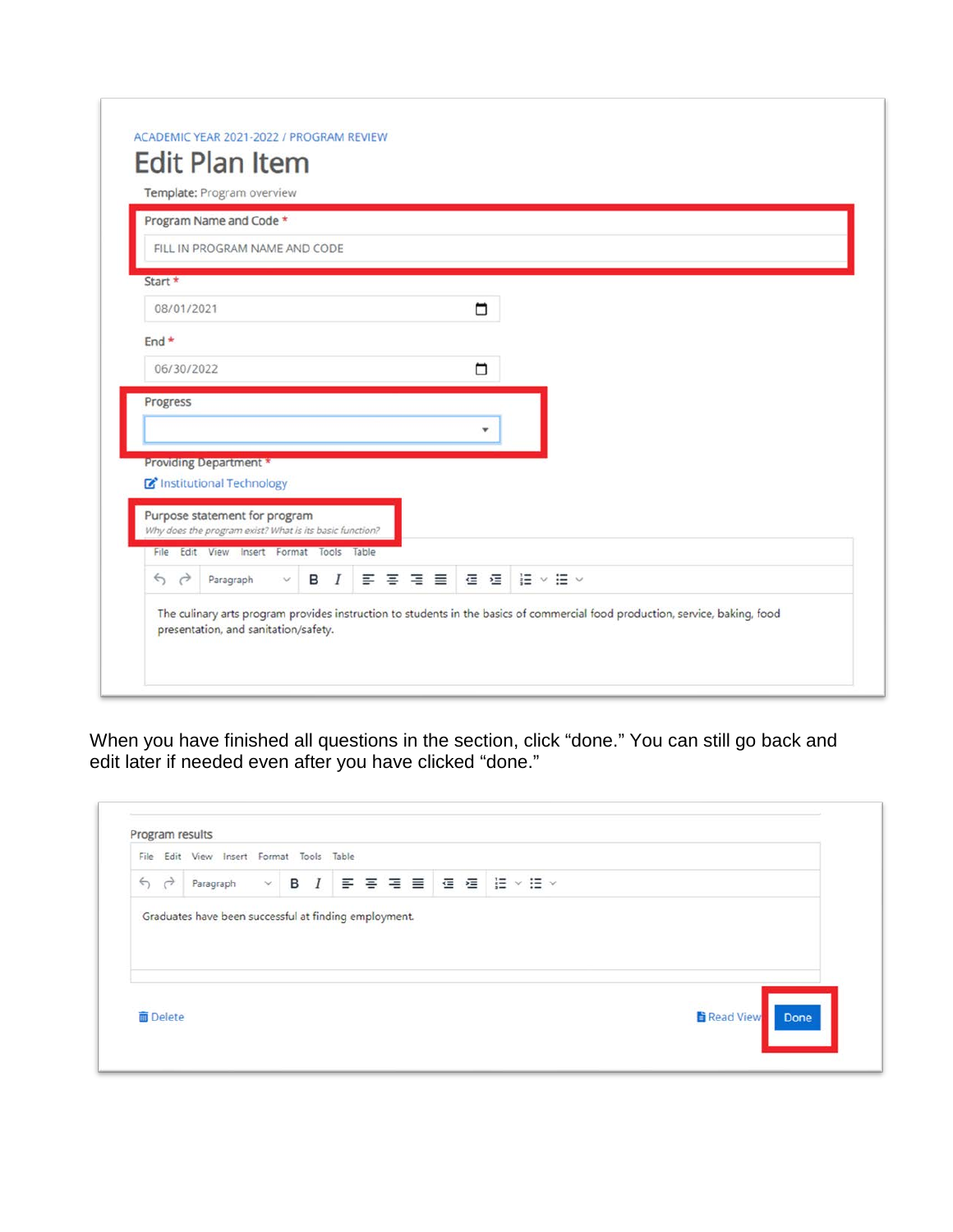ACADEMIC YEAR 2021-2022 / PROGRAM REVIEW

# Edit Plan Item

**Template:** Program overview

Program Name and Code *

FILL IN PROGRAM NAME AND CODE

Start *

08/01/2021

End *

06/30/2022

Progress

Providing Department *

Institutional Technology

Purpose statement for program

*Why does the program exist? What is its basic function?*

File Edit View Insert Format Tools Table

Paragraph

The culinary arts program provides instruction to students in the basics of commercial food production, service, baking, food presentation, and sanitation/safety.

When you have finished all questions in the section, click "done." You can still go back and edit later if needed even after you have clicked "done."

Program results

File Edit View Insert Format Tools Table

Paragraph

Graduates have been successful at finding employment.

Delete

Read View

Done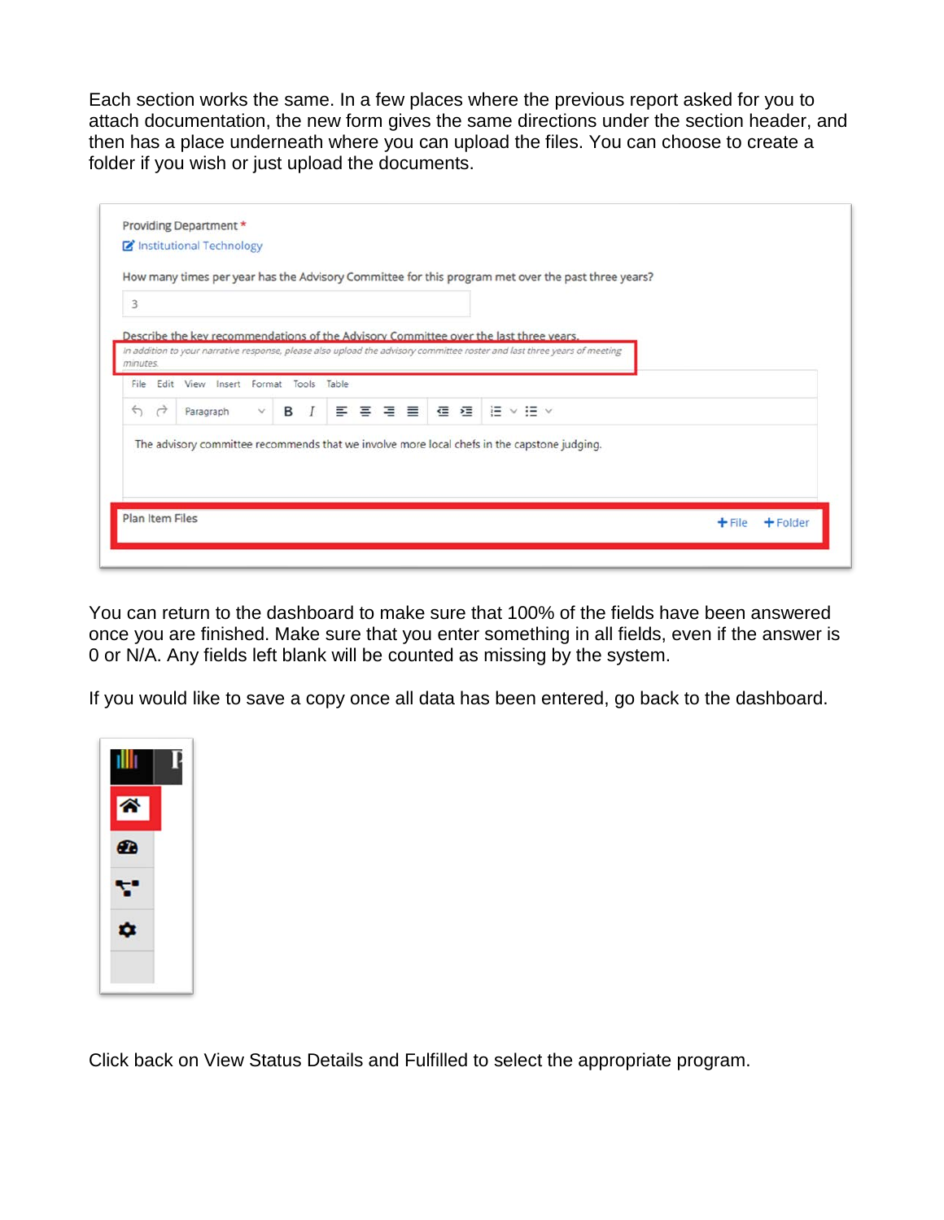Each section works the same. In a few places where the previous report asked for you to attach documentation, the new form gives the same directions under the section header, and then has a place underneath where you can upload the files. You can choose to create a folder if you wish or just upload the documents.

Providing Department *

Institutional Technology

How many times per year has the Advisory Committee for this program met over the past three years?

3

Describe the key recommendations of the Advisory Committee over the last three years.

*In addition to your narrative response, please also upload the advisory committee roster and last three years of meeting minutes.*

File Edit View Insert Format Tools Table

Paragraph

The advisory committee recommends that we involve more local chefs in the capstone judging.

Plan Item Files +File +Folder

You can return to the dashboard to make sure that 100% of the fields have been answered once you are finished. Make sure that you enter something in all fields, even if the answer is 0 or N/A. Any fields left blank will be counted as missing by the system.

If you would like to save a copy once all data has been entered, go back to the dashboard.

Click back on View Status Details and Fulfilled to select the appropriate program.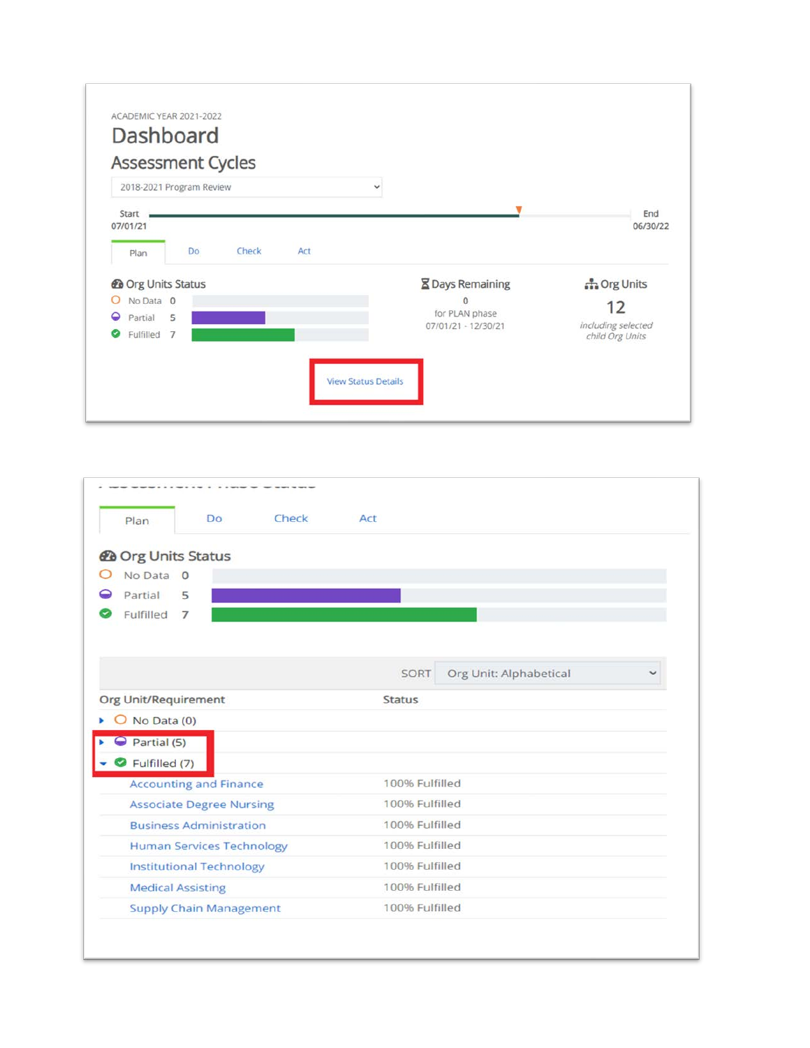ACADEMIC YEAR 2021-2022

# Dashboard

## Assessment Cycles

2018-2021 Program Review

Start 07/01/21 — End 06/30/22

Plan | Do | Check | Act

**Org Units Status**

- No Data 0
- Partial 5
- Fulfilled 7

**Days Remaining**

0 for PLAN phase 07/01/21 - 12/30/21

**Org Units**

12 *including selected child Org Units*

View Status Details

---

Plan | Do | Check | Act

**Org Units Status**

- No Data 0
- Partial 5
- Fulfilled 7

SORT Org Unit: Alphabetical

| Org Unit/Requirement | Status |
|---|---|
| No Data (0) | |
| Partial (5) | |
| Fulfilled (7) | |
| Accounting and Finance | 100% Fulfilled |
| Associate Degree Nursing | 100% Fulfilled |
| Business Administration | 100% Fulfilled |
| Human Services Technology | 100% Fulfilled |
| Institutional Technology | 100% Fulfilled |
| Medical Assisting | 100% Fulfilled |
| Supply Chain Management | 100% Fulfilled |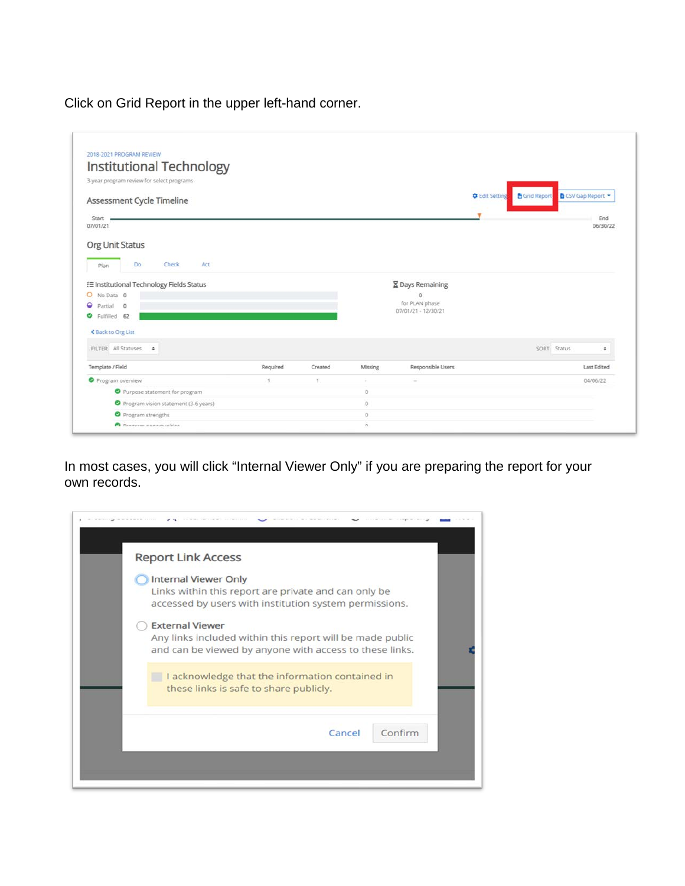Click on Grid Report in the upper left-hand corner.

In most cases, you will click “Internal Viewer Only” if you are preparing the report for your own records.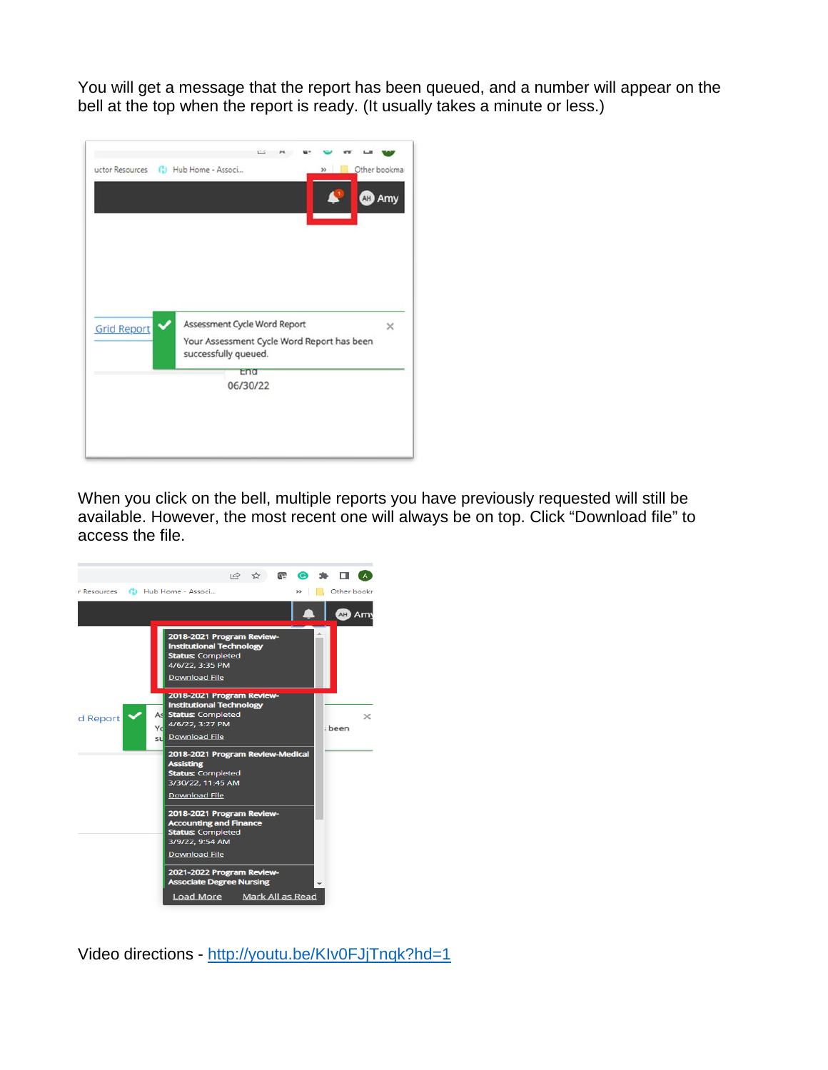You will get a message that the report has been queued, and a number will appear on the bell at the top when the report is ready. (It usually takes a minute or less.)

When you click on the bell, multiple reports you have previously requested will still be available. However, the most recent one will always be on top. Click “Download file” to access the file.

Video directions - [http://youtu.be/KIv0FJjTnqk?hd=1](http://youtu.be/KIv0FJjTnqk?hd=1)